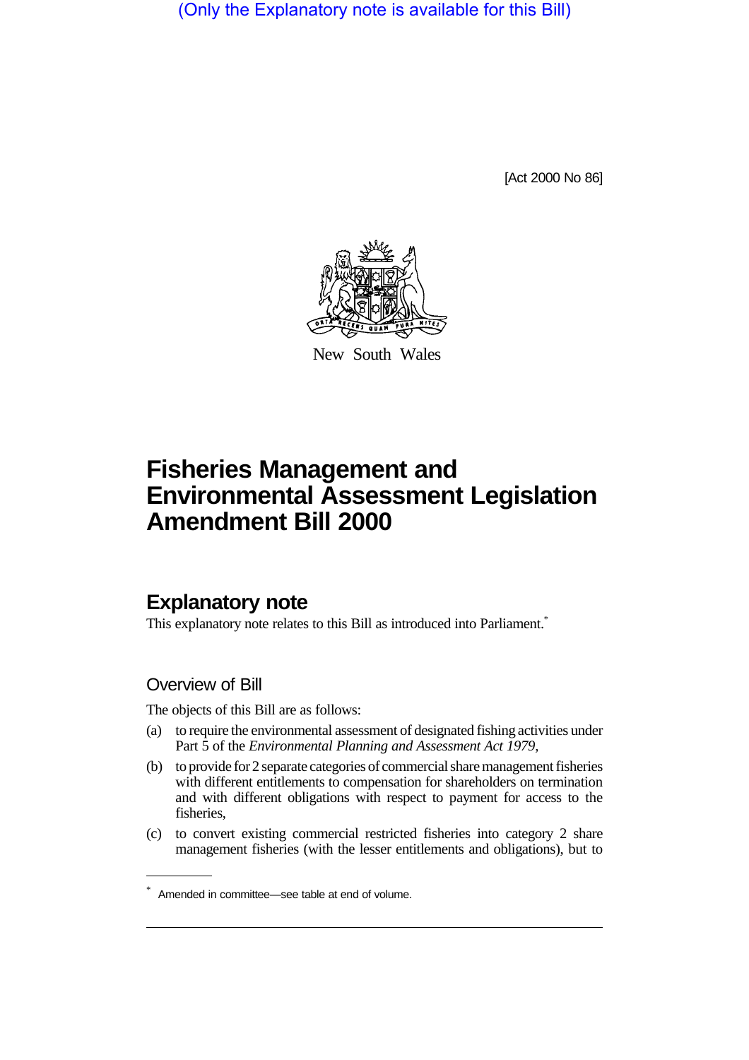(Only the Explanatory note is available for this Bill)

[Act 2000 No 86]

New South Wales

# Fisheries Management and Environmental Assessment Legislation Amendment Bill 2000

## Explanatory note

This explanatory note relates to this Bill as introduced into Parliament.*

### Overview of Bill

The objects of this Bill are as follows:

(a) to require the environmental assessment of designated fishing activities under Part 5 of the *Environmental Planning and Assessment Act 1979*,

(b) to provide for 2 separate categories of commercial share management fisheries with different entitlements to compensation for shareholders on termination and with different obligations with respect to payment for access to the fisheries,

(c) to convert existing commercial restricted fisheries into category 2 share management fisheries (with the lesser entitlements and obligations), but to

\* Amended in committee—see table at end of volume.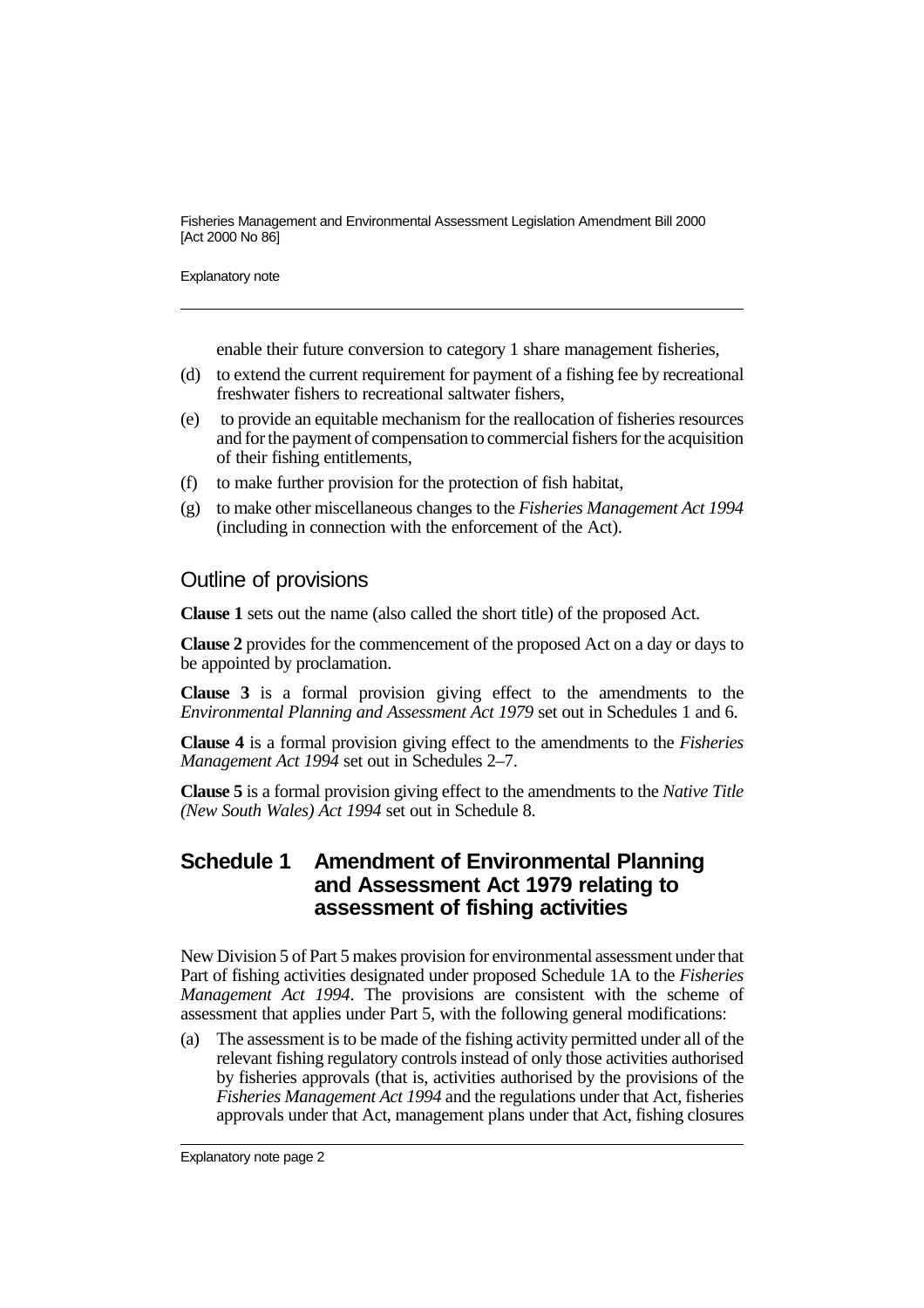enable their future conversion to category 1 share management fisheries,

(d) to extend the current requirement for payment of a fishing fee by recreational freshwater fishers to recreational saltwater fishers,

(e) to provide an equitable mechanism for the reallocation of fisheries resources and for the payment of compensation to commercial fishers for the acquisition of their fishing entitlements,

(f) to make further provision for the protection of fish habitat,

(g) to make other miscellaneous changes to the *Fisheries Management Act 1994* (including in connection with the enforcement of the Act).

## Outline of provisions

**Clause 1** sets out the name (also called the short title) of the proposed Act.

**Clause 2** provides for the commencement of the proposed Act on a day or days to be appointed by proclamation.

**Clause 3** is a formal provision giving effect to the amendments to the *Environmental Planning and Assessment Act 1979* set out in Schedules 1 and 6.

**Clause 4** is a formal provision giving effect to the amendments to the *Fisheries Management Act 1994* set out in Schedules 2–7.

**Clause 5** is a formal provision giving effect to the amendments to the *Native Title (New South Wales) Act 1994* set out in Schedule 8.

## Schedule 1 Amendment of Environmental Planning and Assessment Act 1979 relating to assessment of fishing activities

New Division 5 of Part 5 makes provision for environmental assessment under that Part of fishing activities designated under proposed Schedule 1A to the *Fisheries Management Act 1994*. The provisions are consistent with the scheme of assessment that applies under Part 5, with the following general modifications:

(a) The assessment is to be made of the fishing activity permitted under all of the relevant fishing regulatory controls instead of only those activities authorised by fisheries approvals (that is, activities authorised by the provisions of the *Fisheries Management Act 1994* and the regulations under that Act, fisheries approvals under that Act, management plans under that Act, fishing closures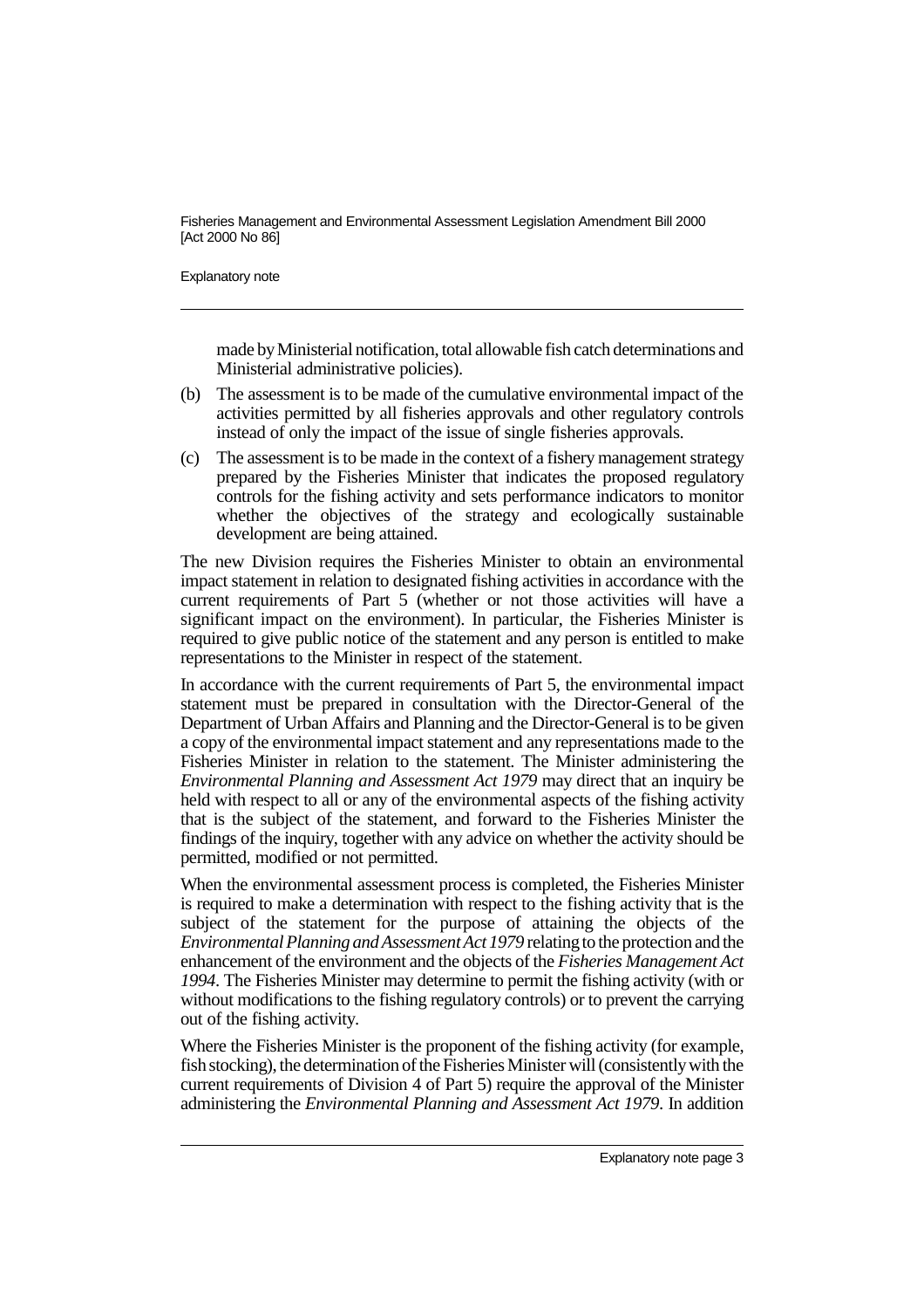made by Ministerial notification, total allowable fish catch determinations and Ministerial administrative policies).

(b) The assessment is to be made of the cumulative environmental impact of the activities permitted by all fisheries approvals and other regulatory controls instead of only the impact of the issue of single fisheries approvals.

(c) The assessment is to be made in the context of a fishery management strategy prepared by the Fisheries Minister that indicates the proposed regulatory controls for the fishing activity and sets performance indicators to monitor whether the objectives of the strategy and ecologically sustainable development are being attained.

The new Division requires the Fisheries Minister to obtain an environmental impact statement in relation to designated fishing activities in accordance with the current requirements of Part 5 (whether or not those activities will have a significant impact on the environment). In particular, the Fisheries Minister is required to give public notice of the statement and any person is entitled to make representations to the Minister in respect of the statement.

In accordance with the current requirements of Part 5, the environmental impact statement must be prepared in consultation with the Director-General of the Department of Urban Affairs and Planning and the Director-General is to be given a copy of the environmental impact statement and any representations made to the Fisheries Minister in relation to the statement. The Minister administering the *Environmental Planning and Assessment Act 1979* may direct that an inquiry be held with respect to all or any of the environmental aspects of the fishing activity that is the subject of the statement, and forward to the Fisheries Minister the findings of the inquiry, together with any advice on whether the activity should be permitted, modified or not permitted.

When the environmental assessment process is completed, the Fisheries Minister is required to make a determination with respect to the fishing activity that is the subject of the statement for the purpose of attaining the objects of the *Environmental Planning and Assessment Act 1979* relating to the protection and the enhancement of the environment and the objects of the *Fisheries Management Act 1994*. The Fisheries Minister may determine to permit the fishing activity (with or without modifications to the fishing regulatory controls) or to prevent the carrying out of the fishing activity.

Where the Fisheries Minister is the proponent of the fishing activity (for example, fish stocking), the determination of the Fisheries Minister will (consistently with the current requirements of Division 4 of Part 5) require the approval of the Minister administering the *Environmental Planning and Assessment Act 1979*. In addition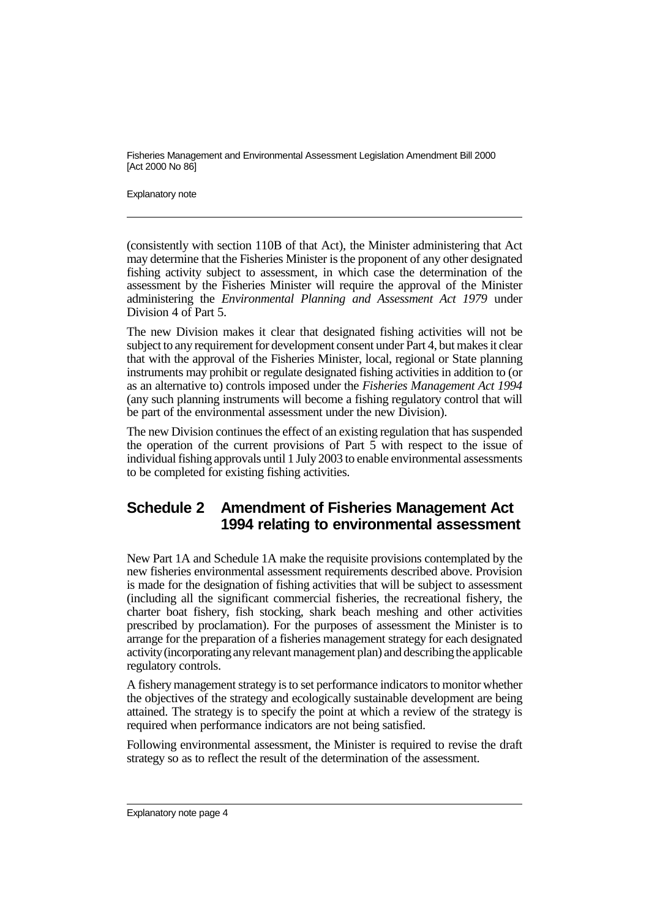(consistently with section 110B of that Act), the Minister administering that Act may determine that the Fisheries Minister is the proponent of any other designated fishing activity subject to assessment, in which case the determination of the assessment by the Fisheries Minister will require the approval of the Minister administering the *Environmental Planning and Assessment Act 1979* under Division 4 of Part 5.

The new Division makes it clear that designated fishing activities will not be subject to any requirement for development consent under Part 4, but makes it clear that with the approval of the Fisheries Minister, local, regional or State planning instruments may prohibit or regulate designated fishing activities in addition to (or as an alternative to) controls imposed under the *Fisheries Management Act 1994* (any such planning instruments will become a fishing regulatory control that will be part of the environmental assessment under the new Division).

The new Division continues the effect of an existing regulation that has suspended the operation of the current provisions of Part 5 with respect to the issue of individual fishing approvals until 1 July 2003 to enable environmental assessments to be completed for existing fishing activities.

## Schedule 2 Amendment of Fisheries Management Act 1994 relating to environmental assessment

New Part 1A and Schedule 1A make the requisite provisions contemplated by the new fisheries environmental assessment requirements described above. Provision is made for the designation of fishing activities that will be subject to assessment (including all the significant commercial fisheries, the recreational fishery, the charter boat fishery, fish stocking, shark beach meshing and other activities prescribed by proclamation). For the purposes of assessment the Minister is to arrange for the preparation of a fisheries management strategy for each designated activity (incorporating any relevant management plan) and describing the applicable regulatory controls.

A fishery management strategy is to set performance indicators to monitor whether the objectives of the strategy and ecologically sustainable development are being attained. The strategy is to specify the point at which a review of the strategy is required when performance indicators are not being satisfied.

Following environmental assessment, the Minister is required to revise the draft strategy so as to reflect the result of the determination of the assessment.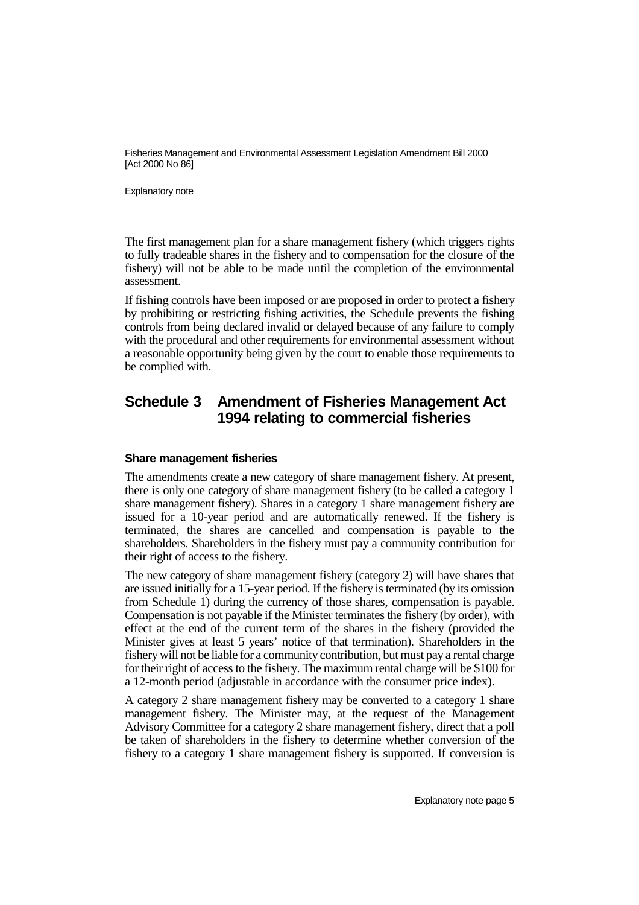The first management plan for a share management fishery (which triggers rights to fully tradeable shares in the fishery and to compensation for the closure of the fishery) will not be able to be made until the completion of the environmental assessment.

If fishing controls have been imposed or are proposed in order to protect a fishery by prohibiting or restricting fishing activities, the Schedule prevents the fishing controls from being declared invalid or delayed because of any failure to comply with the procedural and other requirements for environmental assessment without a reasonable opportunity being given by the court to enable those requirements to be complied with.

## Schedule 3 Amendment of Fisheries Management Act 1994 relating to commercial fisheries

### Share management fisheries

The amendments create a new category of share management fishery. At present, there is only one category of share management fishery (to be called a category 1 share management fishery). Shares in a category 1 share management fishery are issued for a 10-year period and are automatically renewed. If the fishery is terminated, the shares are cancelled and compensation is payable to the shareholders. Shareholders in the fishery must pay a community contribution for their right of access to the fishery.

The new category of share management fishery (category 2) will have shares that are issued initially for a 15-year period. If the fishery is terminated (by its omission from Schedule 1) during the currency of those shares, compensation is payable. Compensation is not payable if the Minister terminates the fishery (by order), with effect at the end of the current term of the shares in the fishery (provided the Minister gives at least 5 years' notice of that termination). Shareholders in the fishery will not be liable for a community contribution, but must pay a rental charge for their right of access to the fishery. The maximum rental charge will be $100 for a 12-month period (adjustable in accordance with the consumer price index).

A category 2 share management fishery may be converted to a category 1 share management fishery. The Minister may, at the request of the Management Advisory Committee for a category 2 share management fishery, direct that a poll be taken of shareholders in the fishery to determine whether conversion of the fishery to a category 1 share management fishery is supported. If conversion is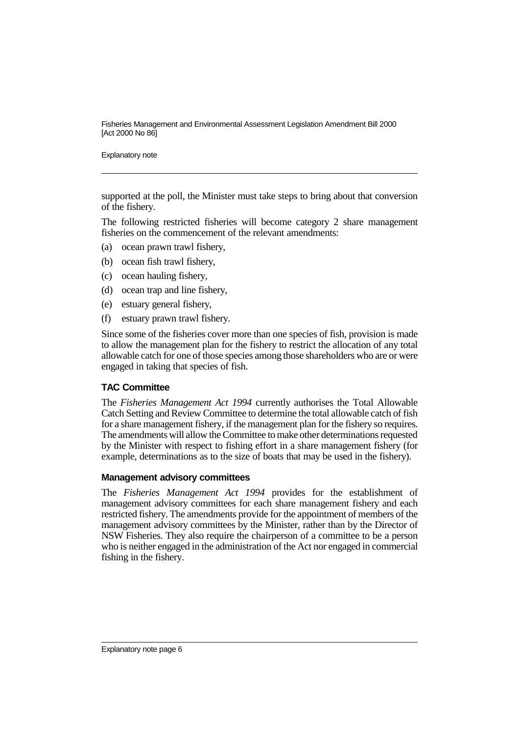supported at the poll, the Minister must take steps to bring about that conversion of the fishery.

The following restricted fisheries will become category 2 share management fisheries on the commencement of the relevant amendments:

(a) ocean prawn trawl fishery,

(b) ocean fish trawl fishery,

(c) ocean hauling fishery,

(d) ocean trap and line fishery,

(e) estuary general fishery,

(f) estuary prawn trawl fishery.

Since some of the fisheries cover more than one species of fish, provision is made to allow the management plan for the fishery to restrict the allocation of any total allowable catch for one of those species among those shareholders who are or were engaged in taking that species of fish.

### TAC Committee

The *Fisheries Management Act 1994* currently authorises the Total Allowable Catch Setting and Review Committee to determine the total allowable catch of fish for a share management fishery, if the management plan for the fishery so requires. The amendments will allow the Committee to make other determinations requested by the Minister with respect to fishing effort in a share management fishery (for example, determinations as to the size of boats that may be used in the fishery).

### Management advisory committees

The *Fisheries Management Act 1994* provides for the establishment of management advisory committees for each share management fishery and each restricted fishery. The amendments provide for the appointment of members of the management advisory committees by the Minister, rather than by the Director of NSW Fisheries. They also require the chairperson of a committee to be a person who is neither engaged in the administration of the Act nor engaged in commercial fishing in the fishery.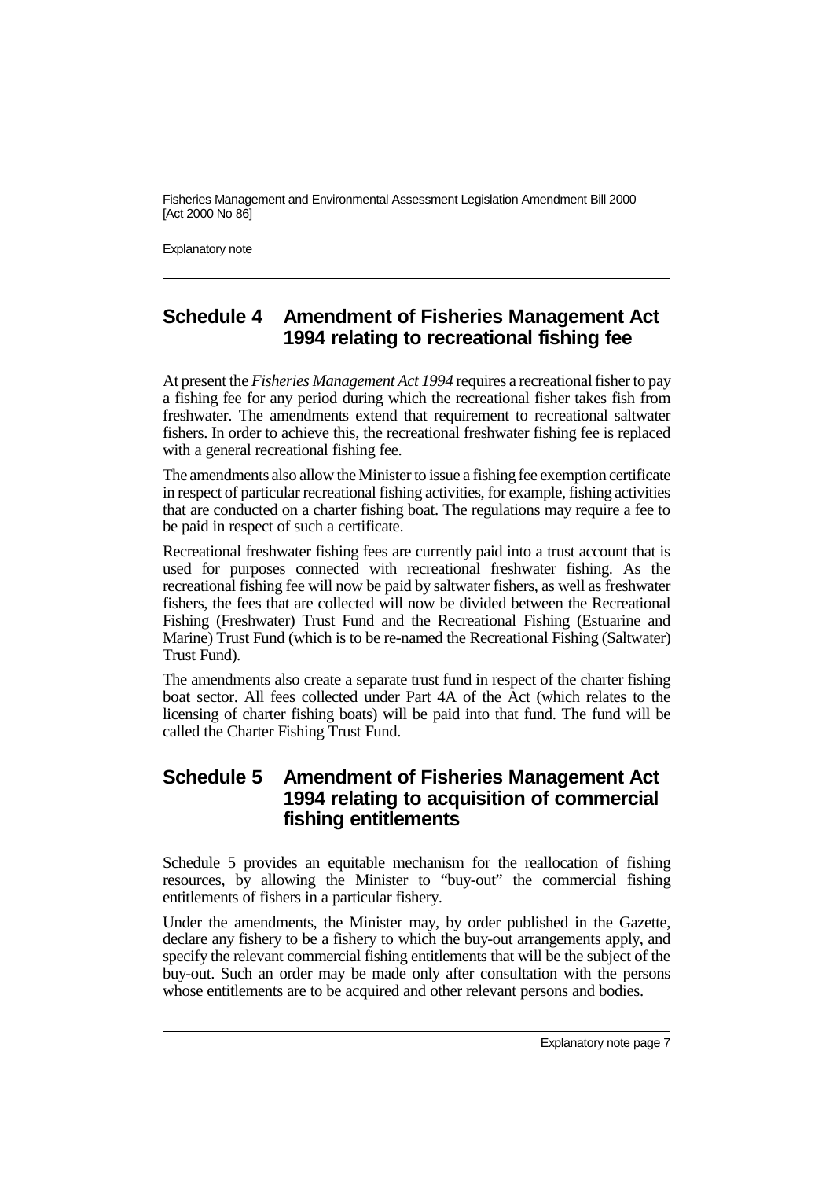## Schedule 4 Amendment of Fisheries Management Act 1994 relating to recreational fishing fee

At present the *Fisheries Management Act 1994* requires a recreational fisher to pay a fishing fee for any period during which the recreational fisher takes fish from freshwater. The amendments extend that requirement to recreational saltwater fishers. In order to achieve this, the recreational freshwater fishing fee is replaced with a general recreational fishing fee.

The amendments also allow the Minister to issue a fishing fee exemption certificate in respect of particular recreational fishing activities, for example, fishing activities that are conducted on a charter fishing boat. The regulations may require a fee to be paid in respect of such a certificate.

Recreational freshwater fishing fees are currently paid into a trust account that is used for purposes connected with recreational freshwater fishing. As the recreational fishing fee will now be paid by saltwater fishers, as well as freshwater fishers, the fees that are collected will now be divided between the Recreational Fishing (Freshwater) Trust Fund and the Recreational Fishing (Estuarine and Marine) Trust Fund (which is to be re-named the Recreational Fishing (Saltwater) Trust Fund).

The amendments also create a separate trust fund in respect of the charter fishing boat sector. All fees collected under Part 4A of the Act (which relates to the licensing of charter fishing boats) will be paid into that fund. The fund will be called the Charter Fishing Trust Fund.

## Schedule 5 Amendment of Fisheries Management Act 1994 relating to acquisition of commercial fishing entitlements

Schedule 5 provides an equitable mechanism for the reallocation of fishing resources, by allowing the Minister to "buy-out" the commercial fishing entitlements of fishers in a particular fishery.

Under the amendments, the Minister may, by order published in the Gazette, declare any fishery to be a fishery to which the buy-out arrangements apply, and specify the relevant commercial fishing entitlements that will be the subject of the buy-out. Such an order may be made only after consultation with the persons whose entitlements are to be acquired and other relevant persons and bodies.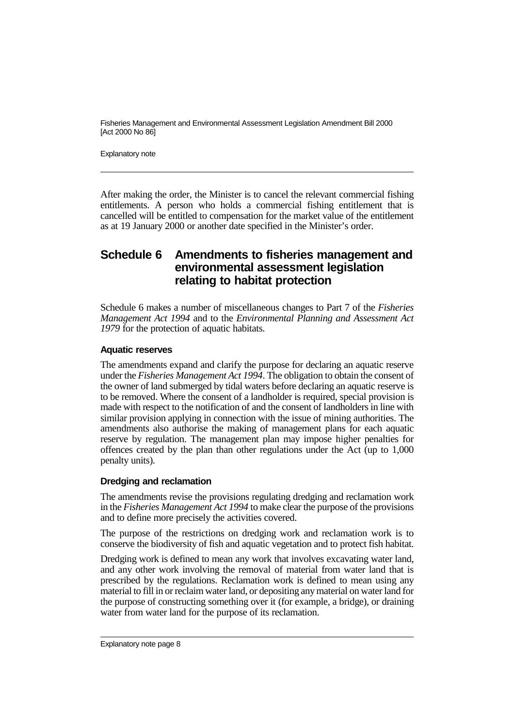After making the order, the Minister is to cancel the relevant commercial fishing entitlements. A person who holds a commercial fishing entitlement that is cancelled will be entitled to compensation for the market value of the entitlement as at 19 January 2000 or another date specified in the Minister's order.

## Schedule 6 Amendments to fisheries management and environmental assessment legislation relating to habitat protection

Schedule 6 makes a number of miscellaneous changes to Part 7 of the *Fisheries Management Act 1994* and to the *Environmental Planning and Assessment Act 1979* for the protection of aquatic habitats.

### Aquatic reserves

The amendments expand and clarify the purpose for declaring an aquatic reserve under the *Fisheries Management Act 1994*. The obligation to obtain the consent of the owner of land submerged by tidal waters before declaring an aquatic reserve is to be removed. Where the consent of a landholder is required, special provision is made with respect to the notification of and the consent of landholders in line with similar provision applying in connection with the issue of mining authorities. The amendments also authorise the making of management plans for each aquatic reserve by regulation. The management plan may impose higher penalties for offences created by the plan than other regulations under the Act (up to 1,000 penalty units).

### Dredging and reclamation

The amendments revise the provisions regulating dredging and reclamation work in the *Fisheries Management Act 1994* to make clear the purpose of the provisions and to define more precisely the activities covered.

The purpose of the restrictions on dredging work and reclamation work is to conserve the biodiversity of fish and aquatic vegetation and to protect fish habitat.

Dredging work is defined to mean any work that involves excavating water land, and any other work involving the removal of material from water land that is prescribed by the regulations. Reclamation work is defined to mean using any material to fill in or reclaim water land, or depositing any material on water land for the purpose of constructing something over it (for example, a bridge), or draining water from water land for the purpose of its reclamation.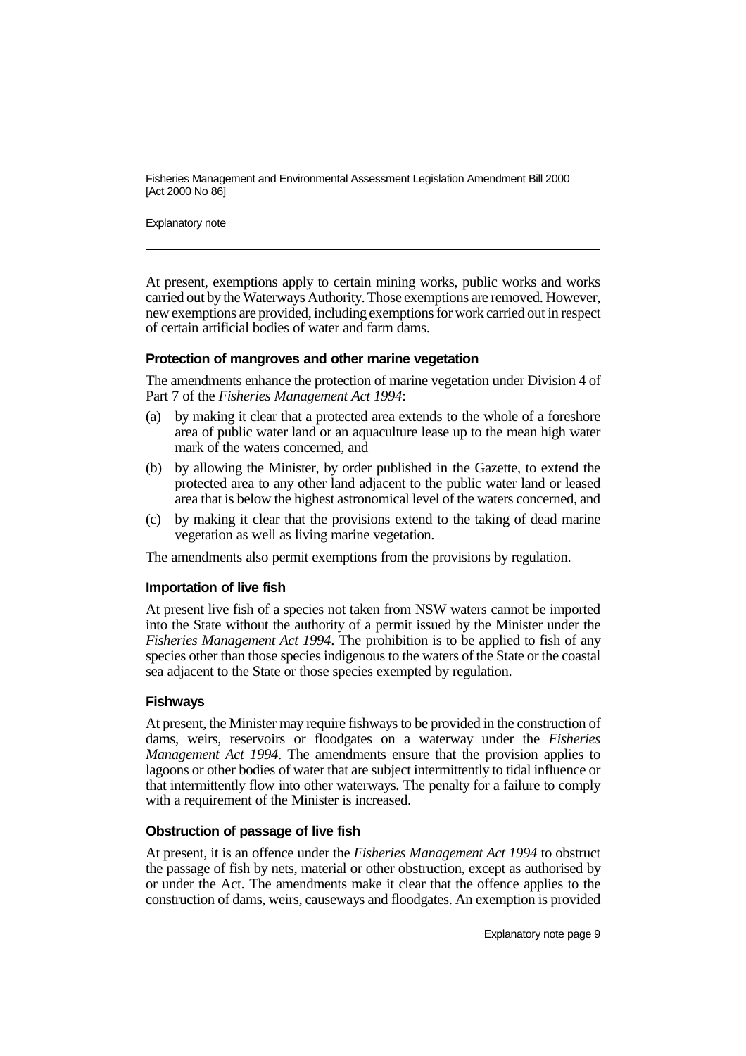At present, exemptions apply to certain mining works, public works and works carried out by the Waterways Authority. Those exemptions are removed. However, new exemptions are provided, including exemptions for work carried out in respect of certain artificial bodies of water and farm dams.

### Protection of mangroves and other marine vegetation

The amendments enhance the protection of marine vegetation under Division 4 of Part 7 of the *Fisheries Management Act 1994*:

(a) by making it clear that a protected area extends to the whole of a foreshore area of public water land or an aquaculture lease up to the mean high water mark of the waters concerned, and

(b) by allowing the Minister, by order published in the Gazette, to extend the protected area to any other land adjacent to the public water land or leased area that is below the highest astronomical level of the waters concerned, and

(c) by making it clear that the provisions extend to the taking of dead marine vegetation as well as living marine vegetation.

The amendments also permit exemptions from the provisions by regulation.

### Importation of live fish

At present live fish of a species not taken from NSW waters cannot be imported into the State without the authority of a permit issued by the Minister under the *Fisheries Management Act 1994*. The prohibition is to be applied to fish of any species other than those species indigenous to the waters of the State or the coastal sea adjacent to the State or those species exempted by regulation.

### Fishways

At present, the Minister may require fishways to be provided in the construction of dams, weirs, reservoirs or floodgates on a waterway under the *Fisheries Management Act 1994*. The amendments ensure that the provision applies to lagoons or other bodies of water that are subject intermittently to tidal influence or that intermittently flow into other waterways. The penalty for a failure to comply with a requirement of the Minister is increased.

### Obstruction of passage of live fish

At present, it is an offence under the *Fisheries Management Act 1994* to obstruct the passage of fish by nets, material or other obstruction, except as authorised by or under the Act. The amendments make it clear that the offence applies to the construction of dams, weirs, causeways and floodgates. An exemption is provided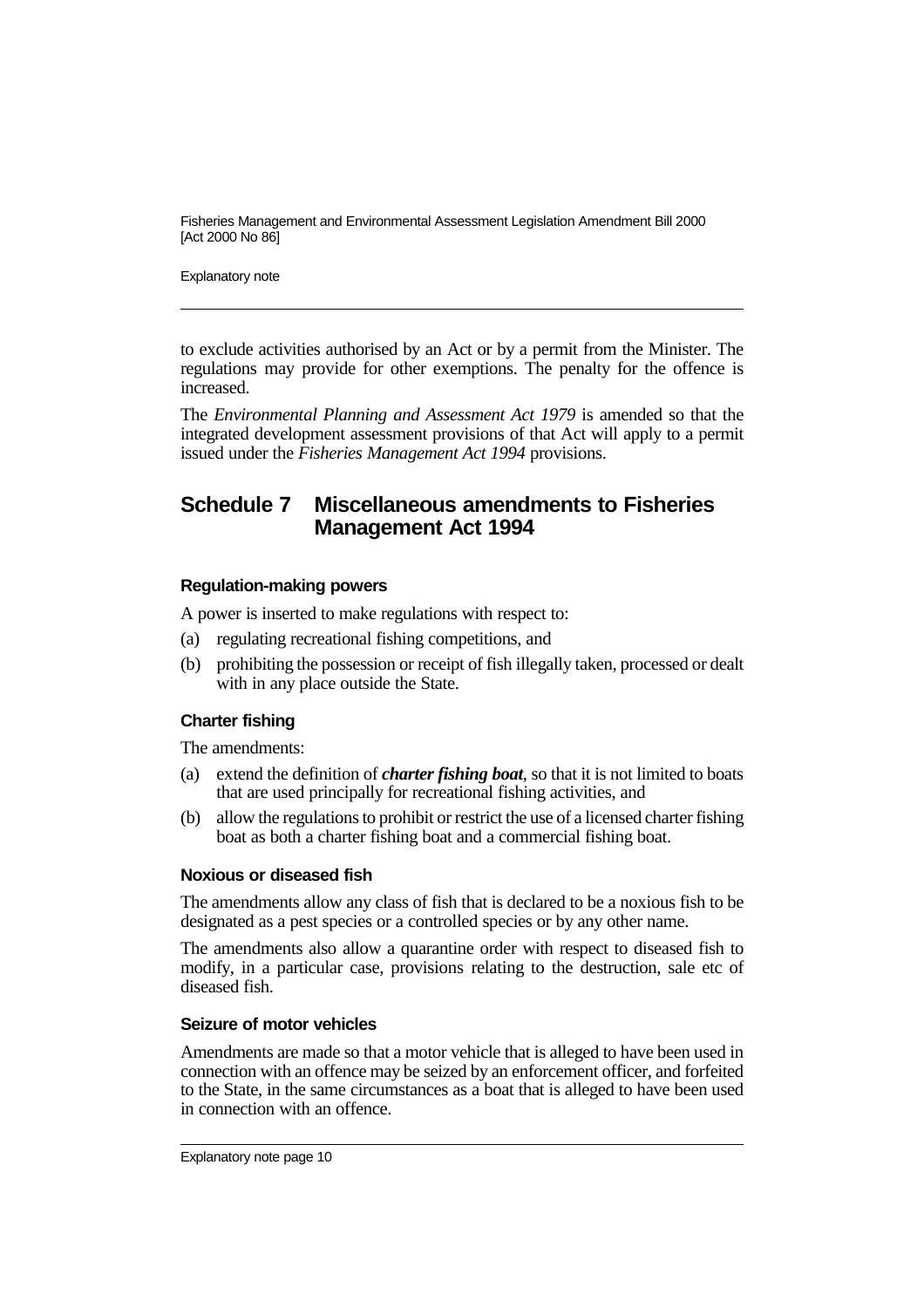to exclude activities authorised by an Act or by a permit from the Minister. The regulations may provide for other exemptions. The penalty for the offence is increased.

The *Environmental Planning and Assessment Act 1979* is amended so that the integrated development assessment provisions of that Act will apply to a permit issued under the *Fisheries Management Act 1994* provisions.

## Schedule 7 Miscellaneous amendments to Fisheries Management Act 1994

### Regulation-making powers

A power is inserted to make regulations with respect to:

(a) regulating recreational fishing competitions, and

(b) prohibiting the possession or receipt of fish illegally taken, processed or dealt with in any place outside the State.

### Charter fishing

The amendments:

(a) extend the definition of ***charter fishing boat***, so that it is not limited to boats that are used principally for recreational fishing activities, and

(b) allow the regulations to prohibit or restrict the use of a licensed charter fishing boat as both a charter fishing boat and a commercial fishing boat.

### Noxious or diseased fish

The amendments allow any class of fish that is declared to be a noxious fish to be designated as a pest species or a controlled species or by any other name.

The amendments also allow a quarantine order with respect to diseased fish to modify, in a particular case, provisions relating to the destruction, sale etc of diseased fish.

### Seizure of motor vehicles

Amendments are made so that a motor vehicle that is alleged to have been used in connection with an offence may be seized by an enforcement officer, and forfeited to the State, in the same circumstances as a boat that is alleged to have been used in connection with an offence.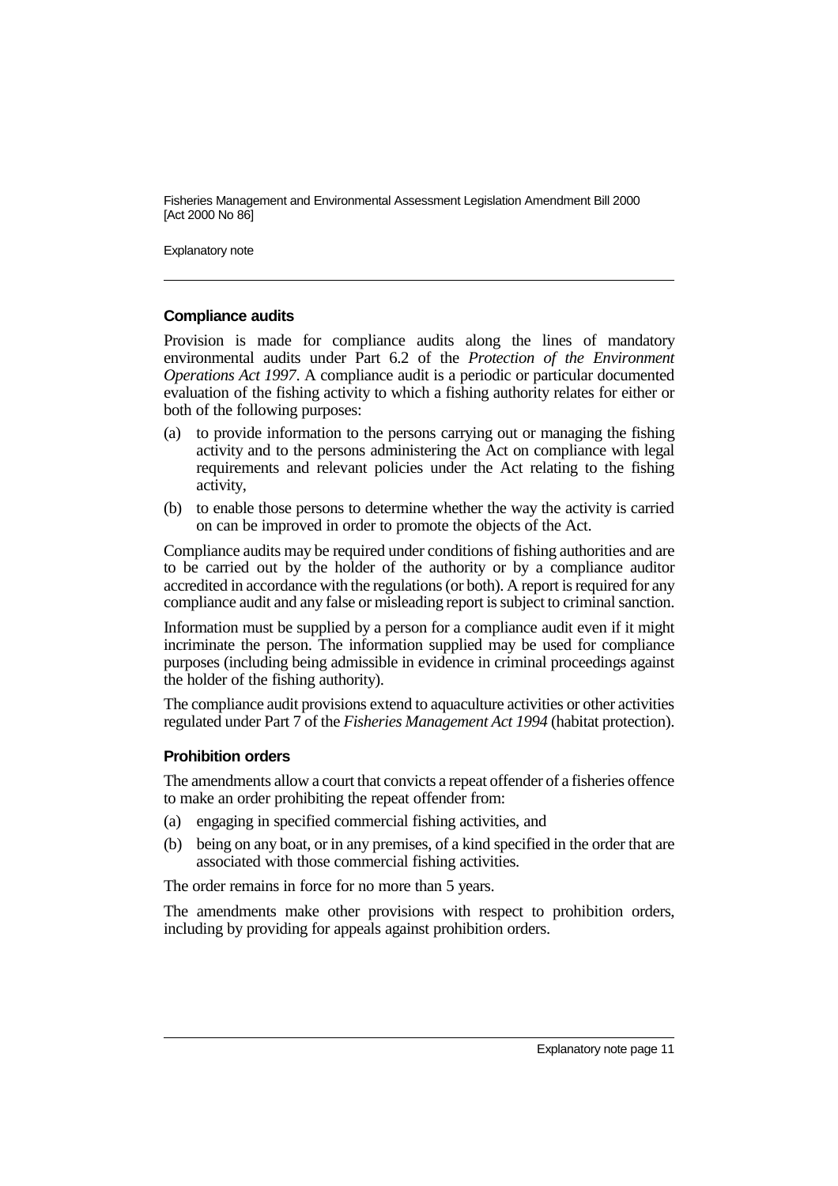### Compliance audits

Provision is made for compliance audits along the lines of mandatory environmental audits under Part 6.2 of the *Protection of the Environment Operations Act 1997*. A compliance audit is a periodic or particular documented evaluation of the fishing activity to which a fishing authority relates for either or both of the following purposes:

(a) to provide information to the persons carrying out or managing the fishing activity and to the persons administering the Act on compliance with legal requirements and relevant policies under the Act relating to the fishing activity,

(b) to enable those persons to determine whether the way the activity is carried on can be improved in order to promote the objects of the Act.

Compliance audits may be required under conditions of fishing authorities and are to be carried out by the holder of the authority or by a compliance auditor accredited in accordance with the regulations (or both). A report is required for any compliance audit and any false or misleading report is subject to criminal sanction.

Information must be supplied by a person for a compliance audit even if it might incriminate the person. The information supplied may be used for compliance purposes (including being admissible in evidence in criminal proceedings against the holder of the fishing authority).

The compliance audit provisions extend to aquaculture activities or other activities regulated under Part 7 of the *Fisheries Management Act 1994* (habitat protection).

### Prohibition orders

The amendments allow a court that convicts a repeat offender of a fisheries offence to make an order prohibiting the repeat offender from:

(a) engaging in specified commercial fishing activities, and

(b) being on any boat, or in any premises, of a kind specified in the order that are associated with those commercial fishing activities.

The order remains in force for no more than 5 years.

The amendments make other provisions with respect to prohibition orders, including by providing for appeals against prohibition orders.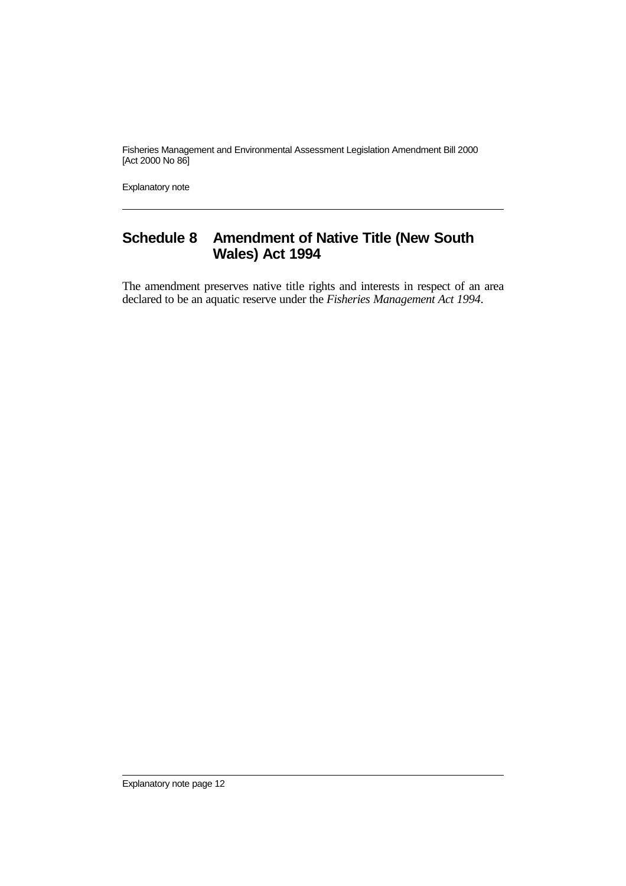## Schedule 8 Amendment of Native Title (New South Wales) Act 1994

The amendment preserves native title rights and interests in respect of an area declared to be an aquatic reserve under the *Fisheries Management Act 1994*.